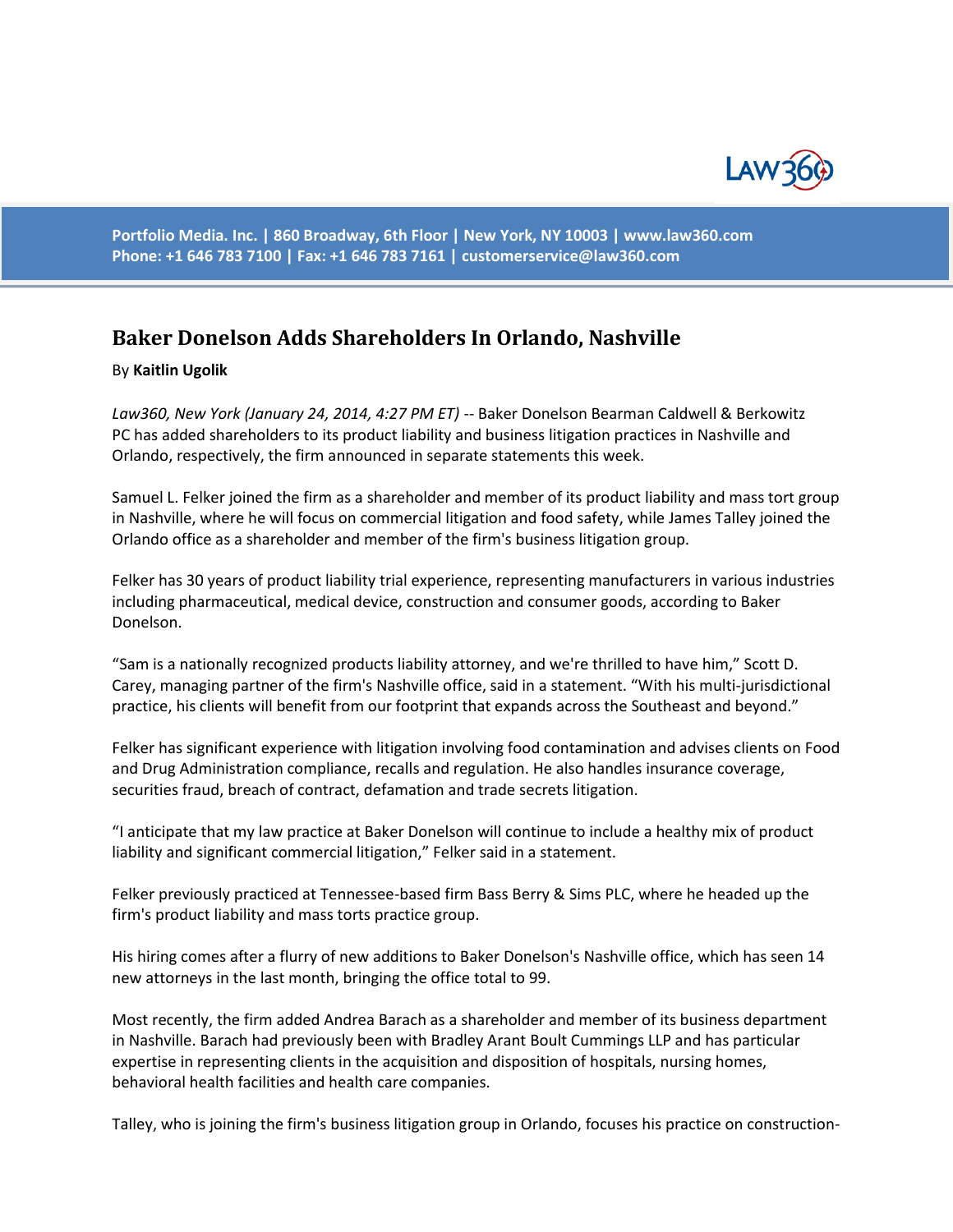Portfolio Media. Inc. | 860 Broadway, 6th Floor | New York, NY 10003 | www.law360.com
Phone: +1 646 783 7100 | Fax: +1 646 783 7161 | customerservice@law360.com

# Baker Donelson Adds Shareholders In Orlando, Nashville

By **Kaitlin Ugolik**

*Law360, New York (January 24, 2014, 4:27 PM ET)* -- Baker Donelson Bearman Caldwell & Berkowitz PC has added shareholders to its product liability and business litigation practices in Nashville and Orlando, respectively, the firm announced in separate statements this week.

Samuel L. Felker joined the firm as a shareholder and member of its product liability and mass tort group in Nashville, where he will focus on commercial litigation and food safety, while James Talley joined the Orlando office as a shareholder and member of the firm's business litigation group.

Felker has 30 years of product liability trial experience, representing manufacturers in various industries including pharmaceutical, medical device, construction and consumer goods, according to Baker Donelson.

“Sam is a nationally recognized products liability attorney, and we're thrilled to have him,” Scott D. Carey, managing partner of the firm's Nashville office, said in a statement. “With his multi-jurisdictional practice, his clients will benefit from our footprint that expands across the Southeast and beyond.”

Felker has significant experience with litigation involving food contamination and advises clients on Food and Drug Administration compliance, recalls and regulation. He also handles insurance coverage, securities fraud, breach of contract, defamation and trade secrets litigation.

“I anticipate that my law practice at Baker Donelson will continue to include a healthy mix of product liability and significant commercial litigation,” Felker said in a statement.

Felker previously practiced at Tennessee-based firm Bass Berry & Sims PLC, where he headed up the firm's product liability and mass torts practice group.

His hiring comes after a flurry of new additions to Baker Donelson's Nashville office, which has seen 14 new attorneys in the last month, bringing the office total to 99.

Most recently, the firm added Andrea Barach as a shareholder and member of its business department in Nashville. Barach had previously been with Bradley Arant Boult Cummings LLP and has particular expertise in representing clients in the acquisition and disposition of hospitals, nursing homes, behavioral health facilities and health care companies.

Talley, who is joining the firm's business litigation group in Orlando, focuses his practice on construction-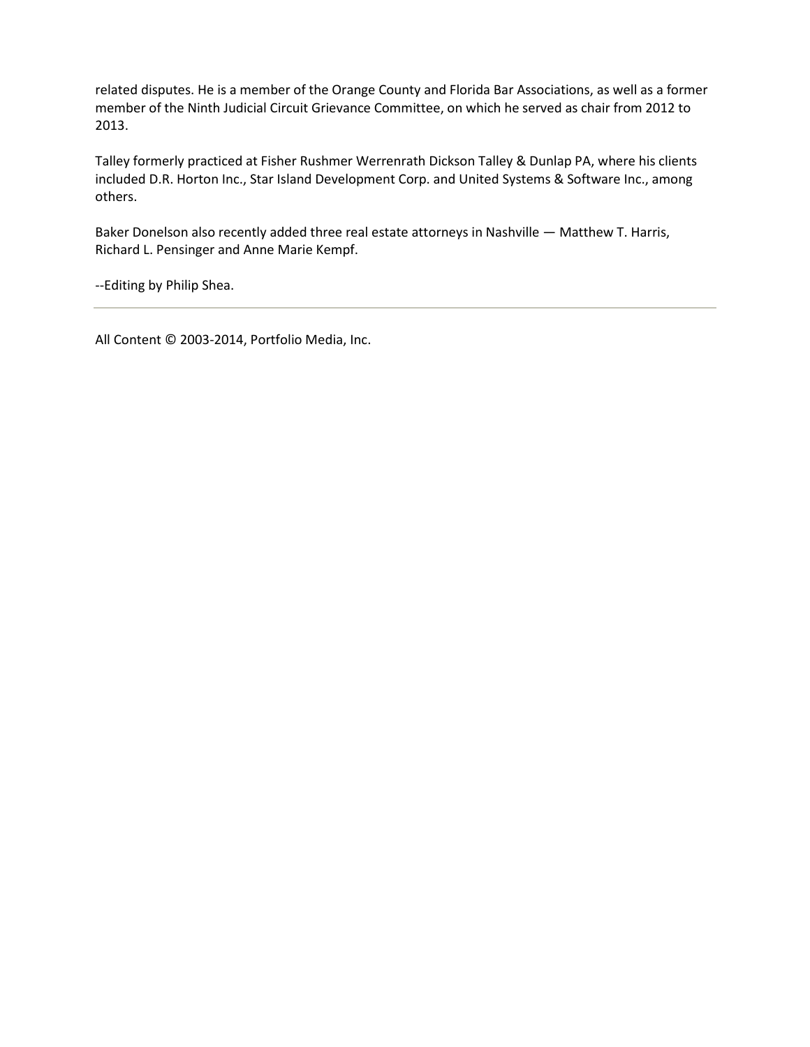related disputes. He is a member of the Orange County and Florida Bar Associations, as well as a former member of the Ninth Judicial Circuit Grievance Committee, on which he served as chair from 2012 to 2013.

Talley formerly practiced at Fisher Rushmer Werrenrath Dickson Talley & Dunlap PA, where his clients included D.R. Horton Inc., Star Island Development Corp. and United Systems & Software Inc., among others.

Baker Donelson also recently added three real estate attorneys in Nashville — Matthew T. Harris, Richard L. Pensinger and Anne Marie Kempf.

--Editing by Philip Shea.

---

All Content © 2003-2014, Portfolio Media, Inc.